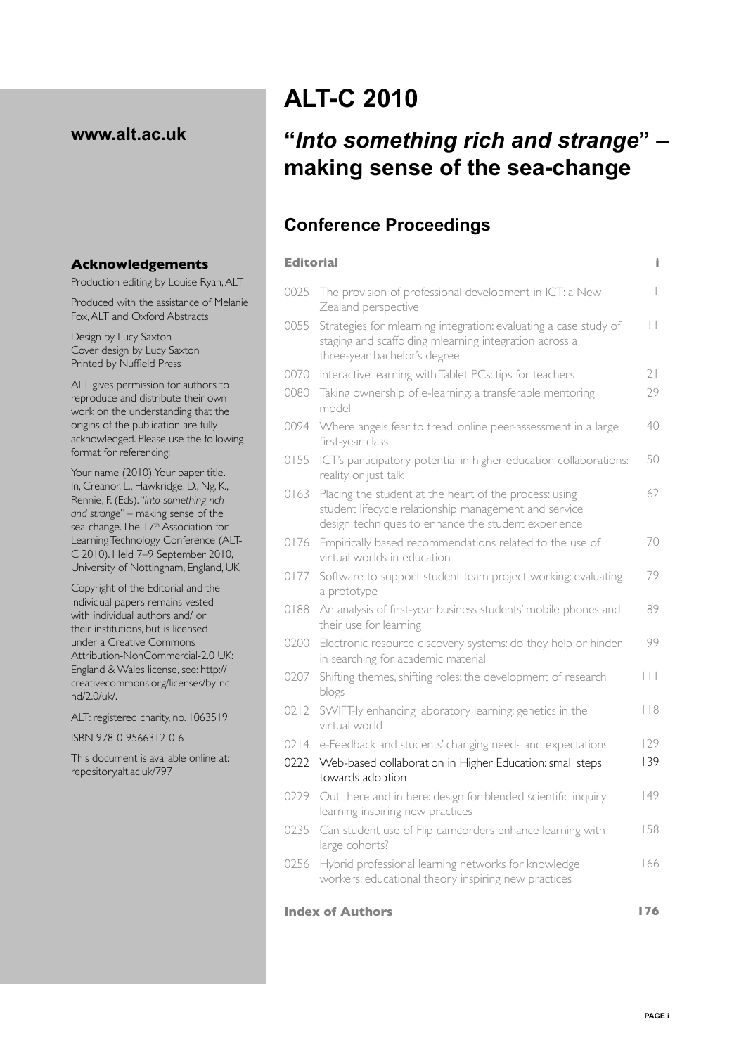**www.alt.ac.uk**

### Acknowledgements

Production editing by Louise Ryan, ALT

Produced with the assistance of Melanie Fox, ALT and Oxford Abstracts

Design by Lucy Saxton
Cover design by Lucy Saxton
Printed by Nuffield Press

ALT gives permission for authors to reproduce and distribute their own work on the understanding that the origins of the publication are fully acknowledged. Please use the following format for referencing:

Your name (2010). Your paper title. In, Creanor, L., Hawkridge, D., Ng, K., Rennie, F. (Eds). "*Into something rich and strange*" – making sense of the sea-change. The 17th Association for Learning Technology Conference (ALT-C 2010). Held 7–9 September 2010, University of Nottingham, England, UK

Copyright of the Editorial and the individual papers remains vested with individual authors and/ or their institutions, but is licensed under a Creative Commons Attribution-NonCommercial-2.0 UK: England & Wales license, see: http://creativecommons.org/licenses/by-nc-nd/2.0/uk/.

ALT: registered charity, no. 1063519

ISBN 978-0-9566312-0-6

This document is available online at: repository.alt.ac.uk/797

# ALT-C 2010

## "*Into something rich and strange*" – making sense of the sea-change

### Conference Proceedings

| | | |
|---|---|---|
| **Editorial** | | **i** |
| 0025 | The provision of professional development in ICT: a New Zealand perspective | 1 |
| 0055 | Strategies for mlearning integration: evaluating a case study of staging and scaffolding mlearning integration across a three-year bachelor's degree | 11 |
| 0070 | Interactive learning with Tablet PCs: tips for teachers | 21 |
| 0080 | Taking ownership of e-learning: a transferable mentoring model | 29 |
| 0094 | Where angels fear to tread: online peer-assessment in a large first-year class | 40 |
| 0155 | ICT's participatory potential in higher education collaborations: reality or just talk | 50 |
| 0163 | Placing the student at the heart of the process: using student lifecycle relationship management and service design techniques to enhance the student experience | 62 |
| 0176 | Empirically based recommendations related to the use of virtual worlds in education | 70 |
| 0177 | Software to support student team project working: evaluating a prototype | 79 |
| 0188 | An analysis of first-year business students' mobile phones and their use for learning | 89 |
| 0200 | Electronic resource discovery systems: do they help or hinder in searching for academic material | 99 |
| 0207 | Shifting themes, shifting roles: the development of research blogs | 111 |
| 0212 | SWIFT-ly enhancing laboratory learning: genetics in the virtual world | 118 |
| 0214 | e-Feedback and students' changing needs and expectations | 129 |
| 0222 | Web-based collaboration in Higher Education: small steps towards adoption | 139 |
| 0229 | Out there and in here: design for blended scientific inquiry learning inspiring new practices | 149 |
| 0235 | Can student use of Flip camcorders enhance learning with large cohorts? | 158 |
| 0256 | Hybrid professional learning networks for knowledge workers: educational theory inspiring new practices | 166 |
| **Index of Authors** | | **176** |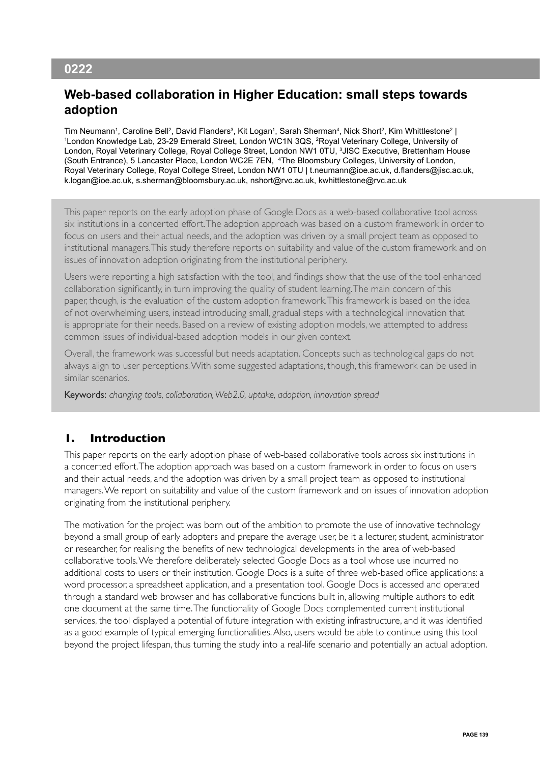## 0222

# Web-based collaboration in Higher Education: small steps towards adoption

Tim Neumann[1], Caroline Bell[2], David Flanders[3], Kit Logan[1], Sarah Sherman[4], Nick Short[2], Kim Whittlestone[2] | [1]London Knowledge Lab, 23-29 Emerald Street, London WC1N 3QS, [2]Royal Veterinary College, University of London, Royal Veterinary College, Royal College Street, London NW1 0TU, [3]JISC Executive, Brettenham House (South Entrance), 5 Lancaster Place, London WC2E 7EN, [4]The Bloomsbury Colleges, University of London, Royal Veterinary College, Royal College Street, London NW1 0TU | t.neumann@ioe.ac.uk, d.flanders@jisc.ac.uk, k.logan@ioe.ac.uk, s.sherman@bloomsbury.ac.uk, nshort@rvc.ac.uk, kwhittlestone@rvc.ac.uk

This paper reports on the early adoption phase of Google Docs as a web-based collaborative tool across six institutions in a concerted effort. The adoption approach was based on a custom framework in order to focus on users and their actual needs, and the adoption was driven by a small project team as opposed to institutional managers. This study therefore reports on suitability and value of the custom framework and on issues of innovation adoption originating from the institutional periphery.

Users were reporting a high satisfaction with the tool, and findings show that the use of the tool enhanced collaboration significantly, in turn improving the quality of student learning. The main concern of this paper, though, is the evaluation of the custom adoption framework. This framework is based on the idea of not overwhelming users, instead introducing small, gradual steps with a technological innovation that is appropriate for their needs. Based on a review of existing adoption models, we attempted to address common issues of individual-based adoption models in our given context.

Overall, the framework was successful but needs adaptation. Concepts such as technological gaps do not always align to user perceptions. With some suggested adaptations, though, this framework can be used in similar scenarios.

**Keywords:** *changing tools, collaboration, Web2.0, uptake, adoption, innovation spread*

## 1. Introduction

This paper reports on the early adoption phase of web-based collaborative tools across six institutions in a concerted effort. The adoption approach was based on a custom framework in order to focus on users and their actual needs, and the adoption was driven by a small project team as opposed to institutional managers. We report on suitability and value of the custom framework and on issues of innovation adoption originating from the institutional periphery.

The motivation for the project was born out of the ambition to promote the use of innovative technology beyond a small group of early adopters and prepare the average user, be it a lecturer, student, administrator or researcher, for realising the benefits of new technological developments in the area of web-based collaborative tools. We therefore deliberately selected Google Docs as a tool whose use incurred no additional costs to users or their institution. Google Docs is a suite of three web-based office applications: a word processor, a spreadsheet application, and a presentation tool. Google Docs is accessed and operated through a standard web browser and has collaborative functions built in, allowing multiple authors to edit one document at the same time. The functionality of Google Docs complemented current institutional services, the tool displayed a potential of future integration with existing infrastructure, and it was identified as a good example of typical emerging functionalities. Also, users would be able to continue using this tool beyond the project lifespan, thus turning the study into a real-life scenario and potentially an actual adoption.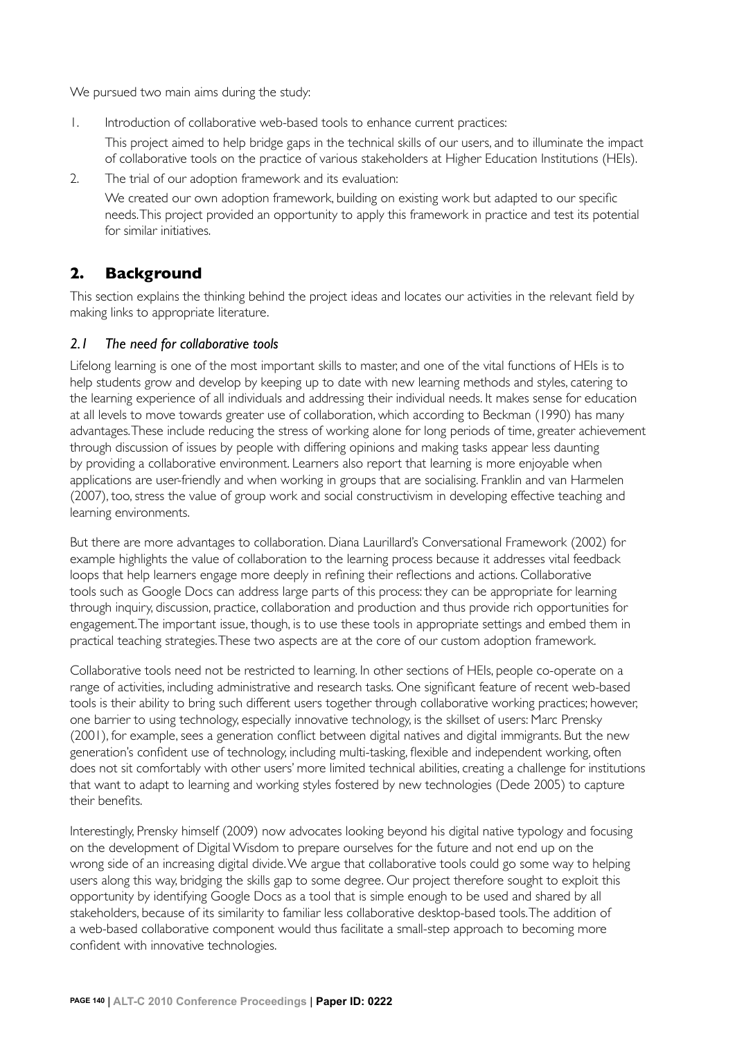We pursued two main aims during the study:

1. Introduction of collaborative web-based tools to enhance current practices:

   This project aimed to help bridge gaps in the technical skills of our users, and to illuminate the impact of collaborative tools on the practice of various stakeholders at Higher Education Institutions (HEIs).

2. The trial of our adoption framework and its evaluation:

   We created our own adoption framework, building on existing work but adapted to our specific needs. This project provided an opportunity to apply this framework in practice and test its potential for similar initiatives.

## 2. Background

This section explains the thinking behind the project ideas and locates our activities in the relevant field by making links to appropriate literature.

### *2.1 The need for collaborative tools*

Lifelong learning is one of the most important skills to master, and one of the vital functions of HEIs is to help students grow and develop by keeping up to date with new learning methods and styles, catering to the learning experience of all individuals and addressing their individual needs. It makes sense for education at all levels to move towards greater use of collaboration, which according to Beckman (1990) has many advantages. These include reducing the stress of working alone for long periods of time, greater achievement through discussion of issues by people with differing opinions and making tasks appear less daunting by providing a collaborative environment. Learners also report that learning is more enjoyable when applications are user-friendly and when working in groups that are socialising. Franklin and van Harmelen (2007), too, stress the value of group work and social constructivism in developing effective teaching and learning environments.

But there are more advantages to collaboration. Diana Laurillard's Conversational Framework (2002) for example highlights the value of collaboration to the learning process because it addresses vital feedback loops that help learners engage more deeply in refining their reflections and actions. Collaborative tools such as Google Docs can address large parts of this process: they can be appropriate for learning through inquiry, discussion, practice, collaboration and production and thus provide rich opportunities for engagement. The important issue, though, is to use these tools in appropriate settings and embed them in practical teaching strategies. These two aspects are at the core of our custom adoption framework.

Collaborative tools need not be restricted to learning. In other sections of HEIs, people co-operate on a range of activities, including administrative and research tasks. One significant feature of recent web-based tools is their ability to bring such different users together through collaborative working practices; however, one barrier to using technology, especially innovative technology, is the skillset of users: Marc Prensky (2001), for example, sees a generation conflict between digital natives and digital immigrants. But the new generation's confident use of technology, including multi-tasking, flexible and independent working, often does not sit comfortably with other users' more limited technical abilities, creating a challenge for institutions that want to adapt to learning and working styles fostered by new technologies (Dede 2005) to capture their benefits.

Interestingly, Prensky himself (2009) now advocates looking beyond his digital native typology and focusing on the development of Digital Wisdom to prepare ourselves for the future and not end up on the wrong side of an increasing digital divide. We argue that collaborative tools could go some way to helping users along this way, bridging the skills gap to some degree. Our project therefore sought to exploit this opportunity by identifying Google Docs as a tool that is simple enough to be used and shared by all stakeholders, because of its similarity to familiar less collaborative desktop-based tools. The addition of a web-based collaborative component would thus facilitate a small-step approach to becoming more confident with innovative technologies.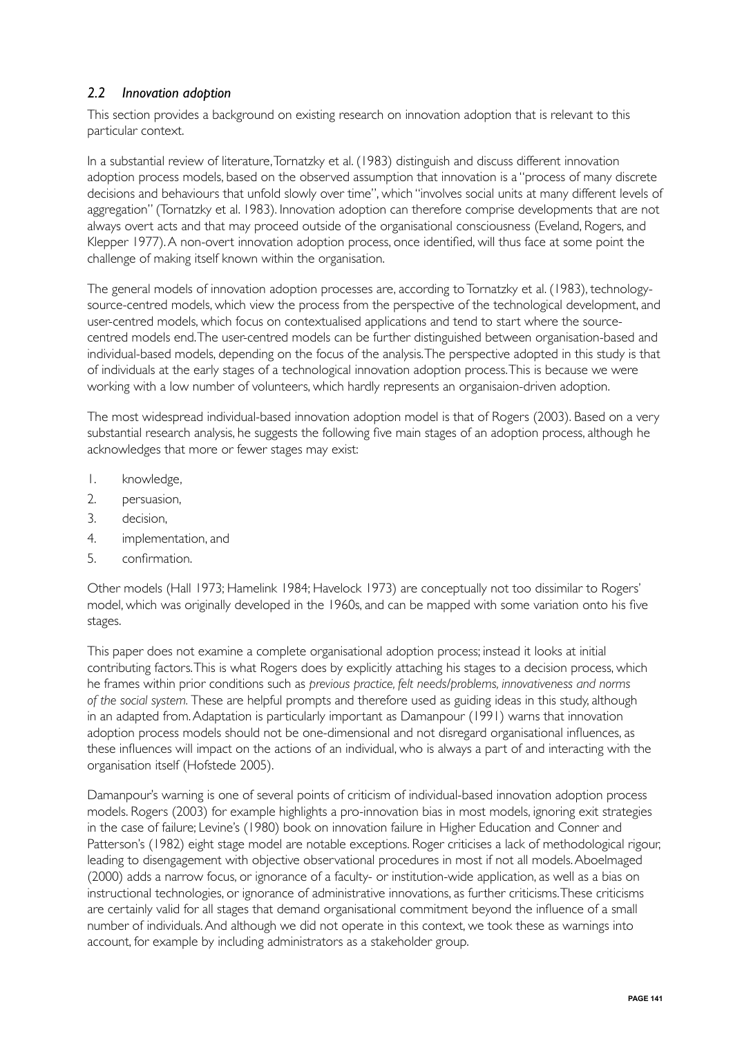## *2.2 Innovation adoption*

This section provides a background on existing research on innovation adoption that is relevant to this particular context.

In a substantial review of literature, Tornatzky et al. (1983) distinguish and discuss different innovation adoption process models, based on the observed assumption that innovation is a "process of many discrete decisions and behaviours that unfold slowly over time", which "involves social units at many different levels of aggregation" (Tornatzky et al. 1983). Innovation adoption can therefore comprise developments that are not always overt acts and that may proceed outside of the organisational consciousness (Eveland, Rogers, and Klepper 1977). A non-overt innovation adoption process, once identified, will thus face at some point the challenge of making itself known within the organisation.

The general models of innovation adoption processes are, according to Tornatzky et al. (1983), technology-source-centred models, which view the process from the perspective of the technological development, and user-centred models, which focus on contextualised applications and tend to start where the source-centred models end. The user-centred models can be further distinguished between organisation-based and individual-based models, depending on the focus of the analysis. The perspective adopted in this study is that of individuals at the early stages of a technological innovation adoption process. This is because we were working with a low number of volunteers, which hardly represents an organisaion-driven adoption.

The most widespread individual-based innovation adoption model is that of Rogers (2003). Based on a very substantial research analysis, he suggests the following five main stages of an adoption process, although he acknowledges that more or fewer stages may exist:

1. knowledge,
2. persuasion,
3. decision,
4. implementation, and
5. confirmation.

Other models (Hall 1973; Hamelink 1984; Havelock 1973) are conceptually not too dissimilar to Rogers' model, which was originally developed in the 1960s, and can be mapped with some variation onto his five stages.

This paper does not examine a complete organisational adoption process; instead it looks at initial contributing factors. This is what Rogers does by explicitly attaching his stages to a decision process, which he frames within prior conditions such as *previous practice, felt needs/problems, innovativeness and norms of the social system.* These are helpful prompts and therefore used as guiding ideas in this study, although in an adapted from. Adaptation is particularly important as Damanpour (1991) warns that innovation adoption process models should not be one-dimensional and not disregard organisational influences, as these influences will impact on the actions of an individual, who is always a part of and interacting with the organisation itself (Hofstede 2005).

Damanpour's warning is one of several points of criticism of individual-based innovation adoption process models. Rogers (2003) for example highlights a pro-innovation bias in most models, ignoring exit strategies in the case of failure; Levine's (1980) book on innovation failure in Higher Education and Conner and Patterson's (1982) eight stage model are notable exceptions. Roger criticises a lack of methodological rigour, leading to disengagement with objective observational procedures in most if not all models. Aboelmaged (2000) adds a narrow focus, or ignorance of a faculty- or institution-wide application, as well as a bias on instructional technologies, or ignorance of administrative innovations, as further criticisms. These criticisms are certainly valid for all stages that demand organisational commitment beyond the influence of a small number of individuals. And although we did not operate in this context, we took these as warnings into account, for example by including administrators as a stakeholder group.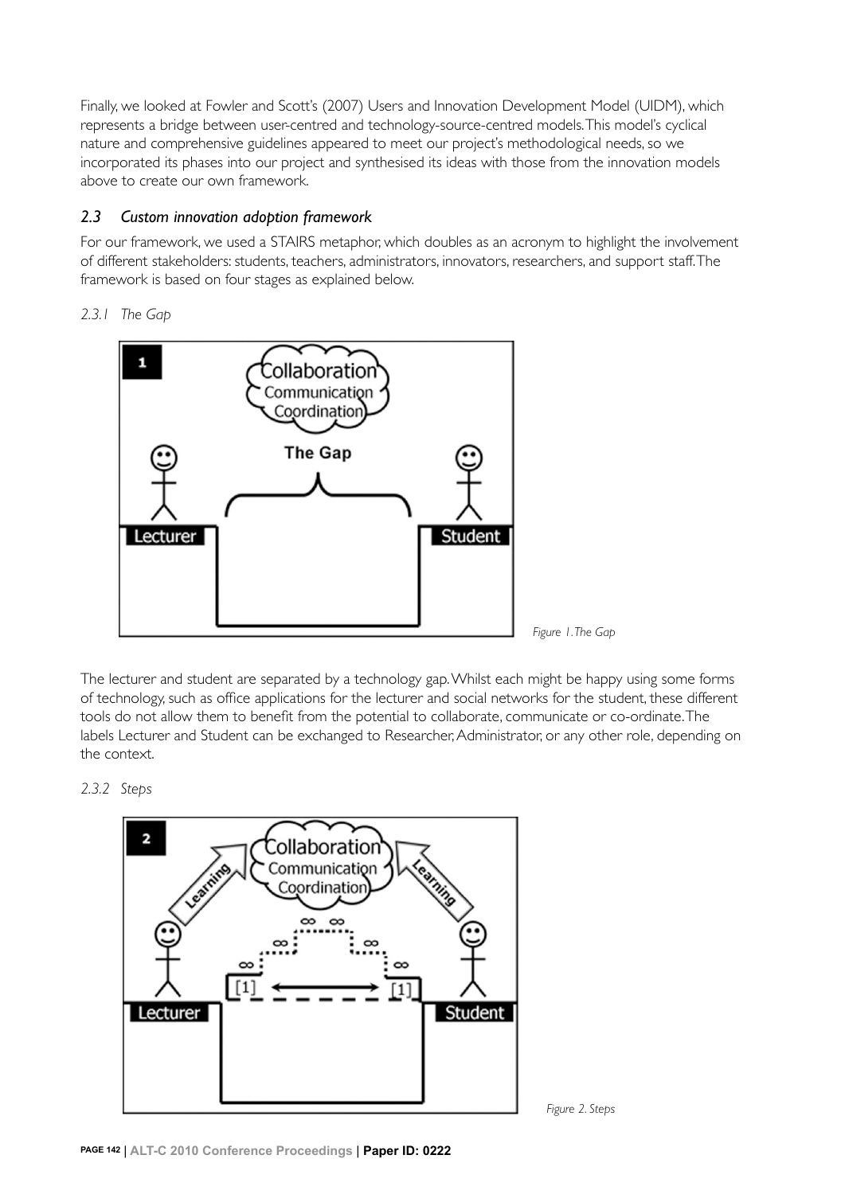Finally, we looked at Fowler and Scott's (2007) Users and Innovation Development Model (UIDM), which represents a bridge between user-centred and technology-source-centred models. This model's cyclical nature and comprehensive guidelines appeared to meet our project's methodological needs, so we incorporated its phases into our project and synthesised its ideas with those from the innovation models above to create our own framework.

## *2.3 Custom innovation adoption framework*

For our framework, we used a STAIRS metaphor, which doubles as an acronym to highlight the involvement of different stakeholders: students, teachers, administrators, innovators, researchers, and support staff. The framework is based on four stages as explained below.

### *2.3.1 The Gap*

*Figure 1. The Gap*

The lecturer and student are separated by a technology gap. Whilst each might be happy using some forms of technology, such as office applications for the lecturer and social networks for the student, these different tools do not allow them to benefit from the potential to collaborate, communicate or co-ordinate. The labels Lecturer and Student can be exchanged to Researcher, Administrator, or any other role, depending on the context.

### *2.3.2 Steps*

*Figure 2. Steps*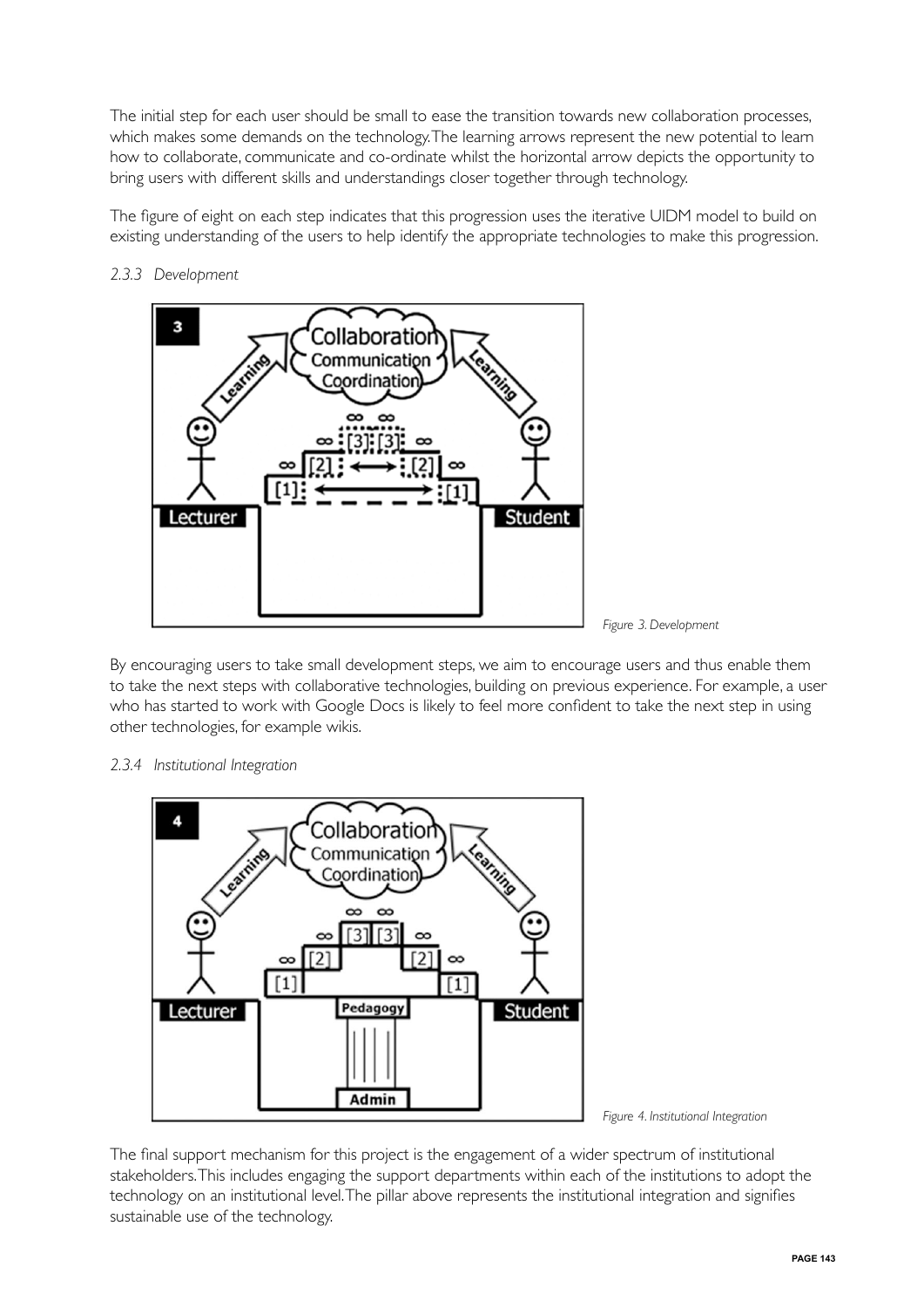The initial step for each user should be small to ease the transition towards new collaboration processes, which makes some demands on the technology. The learning arrows represent the new potential to learn how to collaborate, communicate and co-ordinate whilst the horizontal arrow depicts the opportunity to bring users with different skills and understandings closer together through technology.

The figure of eight on each step indicates that this progression uses the iterative UIDM model to build on existing understanding of the users to help identify the appropriate technologies to make this progression.

*2.3.3 Development*

*Figure 3. Development*

By encouraging users to take small development steps, we aim to encourage users and thus enable them to take the next steps with collaborative technologies, building on previous experience. For example, a user who has started to work with Google Docs is likely to feel more confident to take the next step in using other technologies, for example wikis.

*2.3.4 Institutional Integration*

*Figure 4. Institutional Integration*

The final support mechanism for this project is the engagement of a wider spectrum of institutional stakeholders. This includes engaging the support departments within each of the institutions to adopt the technology on an institutional level. The pillar above represents the institutional integration and signifies sustainable use of the technology.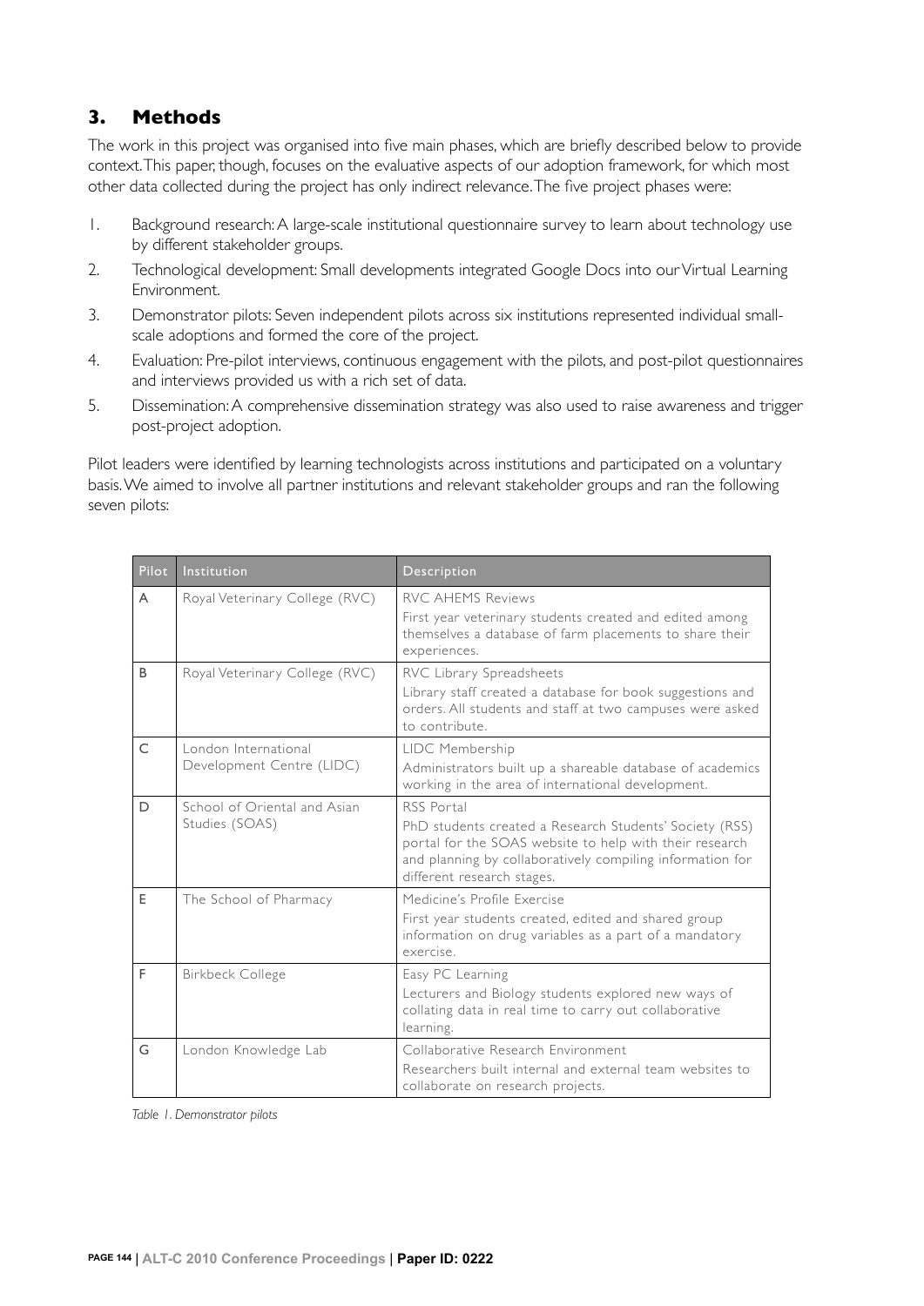## 3. Methods

The work in this project was organised into five main phases, which are briefly described below to provide context. This paper, though, focuses on the evaluative aspects of our adoption framework, for which most other data collected during the project has only indirect relevance. The five project phases were:

1. Background research: A large-scale institutional questionnaire survey to learn about technology use by different stakeholder groups.
2. Technological development: Small developments integrated Google Docs into our Virtual Learning Environment.
3. Demonstrator pilots: Seven independent pilots across six institutions represented individual small-scale adoptions and formed the core of the project.
4. Evaluation: Pre-pilot interviews, continuous engagement with the pilots, and post-pilot questionnaires and interviews provided us with a rich set of data.
5. Dissemination: A comprehensive dissemination strategy was also used to raise awareness and trigger post-project adoption.

Pilot leaders were identified by learning technologists across institutions and participated on a voluntary basis. We aimed to involve all partner institutions and relevant stakeholder groups and ran the following seven pilots:

| Pilot | Institution | Description |
|---|---|---|
| A | Royal Veterinary College (RVC) | RVC AHEMS Reviews<br>First year veterinary students created and edited among themselves a database of farm placements to share their experiences. |
| B | Royal Veterinary College (RVC) | RVC Library Spreadsheets<br>Library staff created a database for book suggestions and orders. All students and staff at two campuses were asked to contribute. |
| C | London International Development Centre (LIDC) | LIDC Membership<br>Administrators built up a shareable database of academics working in the area of international development. |
| D | School of Oriental and Asian Studies (SOAS) | RSS Portal<br>PhD students created a Research Students' Society (RSS) portal for the SOAS website to help with their research and planning by collaboratively compiling information for different research stages. |
| E | The School of Pharmacy | Medicine's Profile Exercise<br>First year students created, edited and shared group information on drug variables as a part of a mandatory exercise. |
| F | Birkbeck College | Easy PC Learning<br>Lecturers and Biology students explored new ways of collating data in real time to carry out collaborative learning. |
| G | London Knowledge Lab | Collaborative Research Environment<br>Researchers built internal and external team websites to collaborate on research projects. |

*Table 1. Demonstrator pilots*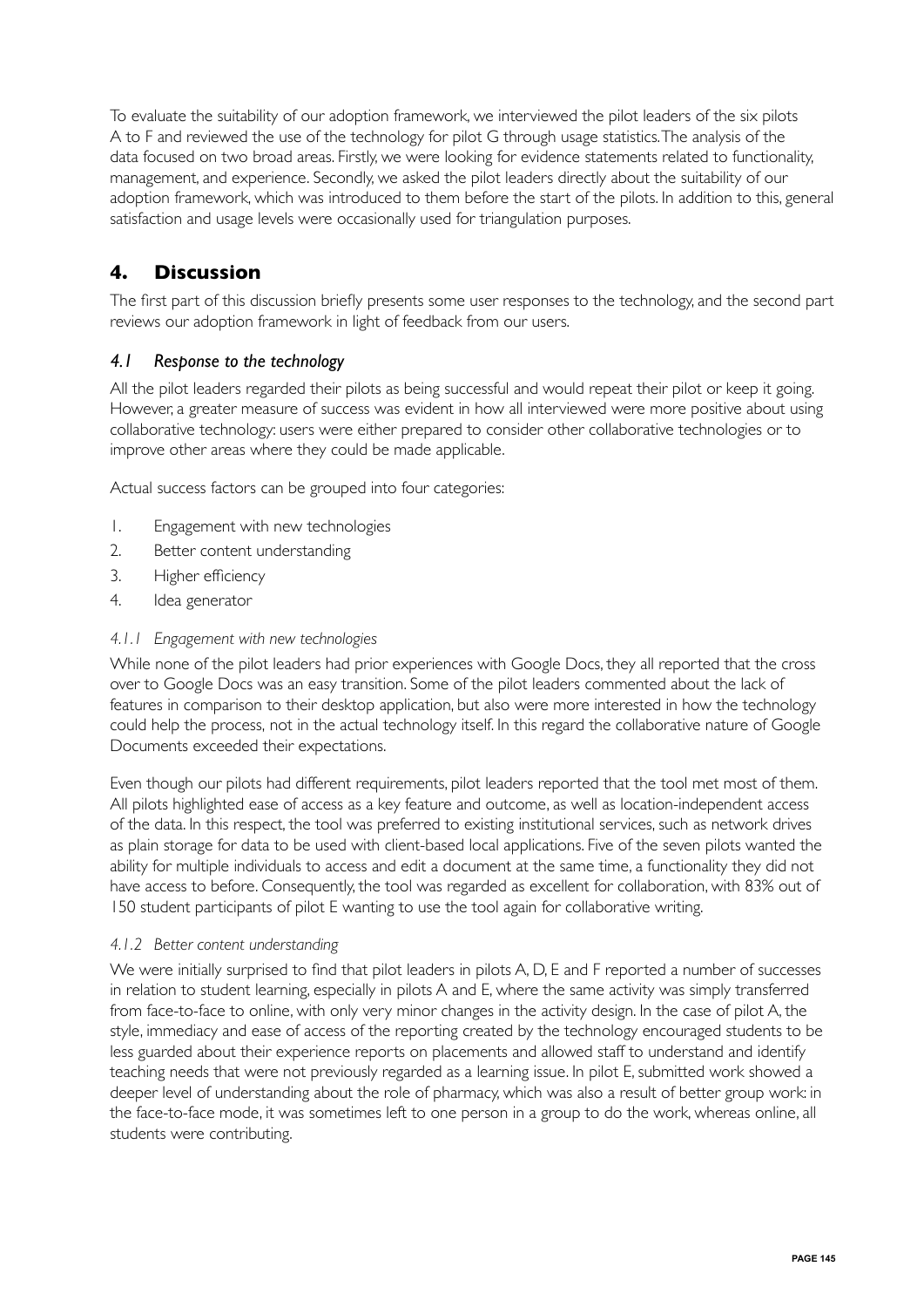To evaluate the suitability of our adoption framework, we interviewed the pilot leaders of the six pilots A to F and reviewed the use of the technology for pilot G through usage statistics. The analysis of the data focused on two broad areas. Firstly, we were looking for evidence statements related to functionality, management, and experience. Secondly, we asked the pilot leaders directly about the suitability of our adoption framework, which was introduced to them before the start of the pilots. In addition to this, general satisfaction and usage levels were occasionally used for triangulation purposes.

## 4. Discussion

The first part of this discussion briefly presents some user responses to the technology, and the second part reviews our adoption framework in light of feedback from our users.

### *4.1 Response to the technology*

All the pilot leaders regarded their pilots as being successful and would repeat their pilot or keep it going. However, a greater measure of success was evident in how all interviewed were more positive about using collaborative technology: users were either prepared to consider other collaborative technologies or to improve other areas where they could be made applicable.

Actual success factors can be grouped into four categories:

1. Engagement with new technologies
2. Better content understanding
3. Higher efficiency
4. Idea generator

#### *4.1.1 Engagement with new technologies*

While none of the pilot leaders had prior experiences with Google Docs, they all reported that the cross over to Google Docs was an easy transition. Some of the pilot leaders commented about the lack of features in comparison to their desktop application, but also were more interested in how the technology could help the process, not in the actual technology itself. In this regard the collaborative nature of Google Documents exceeded their expectations.

Even though our pilots had different requirements, pilot leaders reported that the tool met most of them. All pilots highlighted ease of access as a key feature and outcome, as well as location-independent access of the data. In this respect, the tool was preferred to existing institutional services, such as network drives as plain storage for data to be used with client-based local applications. Five of the seven pilots wanted the ability for multiple individuals to access and edit a document at the same time, a functionality they did not have access to before. Consequently, the tool was regarded as excellent for collaboration, with 83% out of 150 student participants of pilot E wanting to use the tool again for collaborative writing.

#### *4.1.2 Better content understanding*

We were initially surprised to find that pilot leaders in pilots A, D, E and F reported a number of successes in relation to student learning, especially in pilots A and E, where the same activity was simply transferred from face-to-face to online, with only very minor changes in the activity design. In the case of pilot A, the style, immediacy and ease of access of the reporting created by the technology encouraged students to be less guarded about their experience reports on placements and allowed staff to understand and identify teaching needs that were not previously regarded as a learning issue. In pilot E, submitted work showed a deeper level of understanding about the role of pharmacy, which was also a result of better group work: in the face-to-face mode, it was sometimes left to one person in a group to do the work, whereas online, all students were contributing.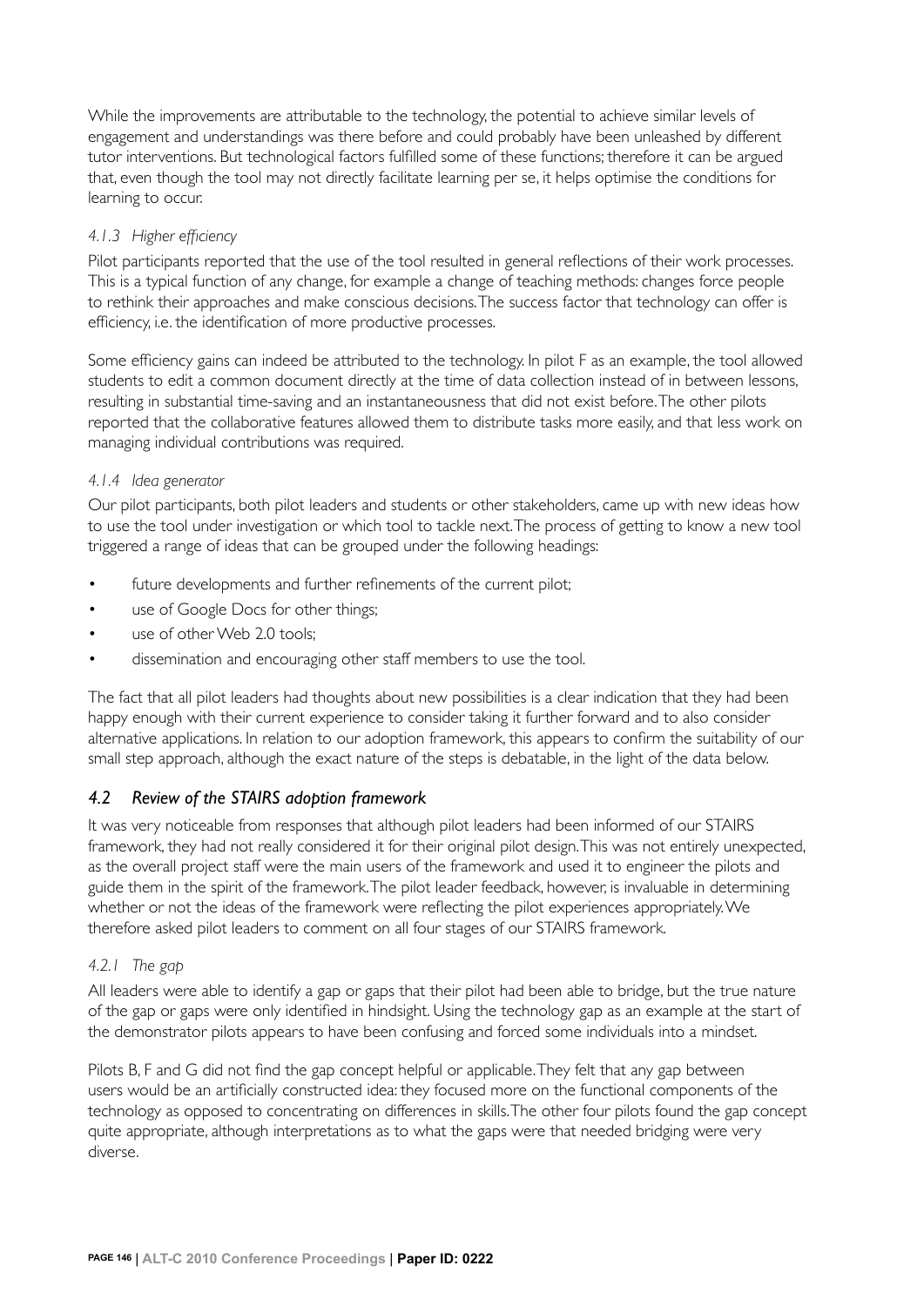While the improvements are attributable to the technology, the potential to achieve similar levels of engagement and understandings was there before and could probably have been unleashed by different tutor interventions. But technological factors fulfilled some of these functions; therefore it can be argued that, even though the tool may not directly facilitate learning per se, it helps optimise the conditions for learning to occur.

#### *4.1.3 Higher efficiency*

Pilot participants reported that the use of the tool resulted in general reflections of their work processes. This is a typical function of any change, for example a change of teaching methods: changes force people to rethink their approaches and make conscious decisions. The success factor that technology can offer is efficiency, i.e. the identification of more productive processes.

Some efficiency gains can indeed be attributed to the technology. In pilot F as an example, the tool allowed students to edit a common document directly at the time of data collection instead of in between lessons, resulting in substantial time-saving and an instantaneousness that did not exist before. The other pilots reported that the collaborative features allowed them to distribute tasks more easily, and that less work on managing individual contributions was required.

#### *4.1.4 Idea generator*

Our pilot participants, both pilot leaders and students or other stakeholders, came up with new ideas how to use the tool under investigation or which tool to tackle next. The process of getting to know a new tool triggered a range of ideas that can be grouped under the following headings:

- future developments and further refinements of the current pilot;
- use of Google Docs for other things;
- use of other Web 2.0 tools;
- dissemination and encouraging other staff members to use the tool.

The fact that all pilot leaders had thoughts about new possibilities is a clear indication that they had been happy enough with their current experience to consider taking it further forward and to also consider alternative applications. In relation to our adoption framework, this appears to confirm the suitability of our small step approach, although the exact nature of the steps is debatable, in the light of the data below.

### *4.2 Review of the STAIRS adoption framework*

It was very noticeable from responses that although pilot leaders had been informed of our STAIRS framework, they had not really considered it for their original pilot design. This was not entirely unexpected, as the overall project staff were the main users of the framework and used it to engineer the pilots and guide them in the spirit of the framework. The pilot leader feedback, however, is invaluable in determining whether or not the ideas of the framework were reflecting the pilot experiences appropriately. We therefore asked pilot leaders to comment on all four stages of our STAIRS framework.

#### *4.2.1 The gap*

All leaders were able to identify a gap or gaps that their pilot had been able to bridge, but the true nature of the gap or gaps were only identified in hindsight. Using the technology gap as an example at the start of the demonstrator pilots appears to have been confusing and forced some individuals into a mindset.

Pilots B, F and G did not find the gap concept helpful or applicable. They felt that any gap between users would be an artificially constructed idea: they focused more on the functional components of the technology as opposed to concentrating on differences in skills. The other four pilots found the gap concept quite appropriate, although interpretations as to what the gaps were that needed bridging were very diverse.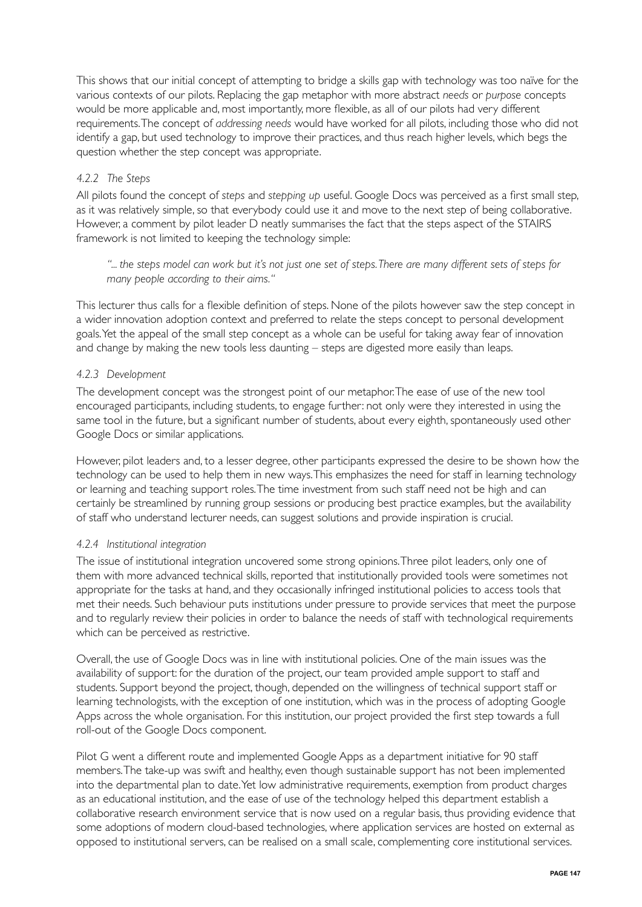This shows that our initial concept of attempting to bridge a skills gap with technology was too naïve for the various contexts of our pilots. Replacing the gap metaphor with more abstract *needs* or *purpose* concepts would be more applicable and, most importantly, more flexible, as all of our pilots had very different requirements. The concept of *addressing needs* would have worked for all pilots, including those who did not identify a gap, but used technology to improve their practices, and thus reach higher levels, which begs the question whether the step concept was appropriate.

#### *4.2.2 The Steps*

All pilots found the concept of *steps* and *stepping up* useful. Google Docs was perceived as a first small step, as it was relatively simple, so that everybody could use it and move to the next step of being collaborative. However, a comment by pilot leader D neatly summarises the fact that the steps aspect of the STAIRS framework is not limited to keeping the technology simple:

> *"... the steps model can work but it's not just one set of steps. There are many different sets of steps for many people according to their aims."*

This lecturer thus calls for a flexible definition of steps. None of the pilots however saw the step concept in a wider innovation adoption context and preferred to relate the steps concept to personal development goals. Yet the appeal of the small step concept as a whole can be useful for taking away fear of innovation and change by making the new tools less daunting – steps are digested more easily than leaps.

#### *4.2.3 Development*

The development concept was the strongest point of our metaphor. The ease of use of the new tool encouraged participants, including students, to engage further: not only were they interested in using the same tool in the future, but a significant number of students, about every eighth, spontaneously used other Google Docs or similar applications.

However, pilot leaders and, to a lesser degree, other participants expressed the desire to be shown how the technology can be used to help them in new ways. This emphasizes the need for staff in learning technology or learning and teaching support roles. The time investment from such staff need not be high and can certainly be streamlined by running group sessions or producing best practice examples, but the availability of staff who understand lecturer needs, can suggest solutions and provide inspiration is crucial.

#### *4.2.4 Institutional integration*

The issue of institutional integration uncovered some strong opinions. Three pilot leaders, only one of them with more advanced technical skills, reported that institutionally provided tools were sometimes not appropriate for the tasks at hand, and they occasionally infringed institutional policies to access tools that met their needs. Such behaviour puts institutions under pressure to provide services that meet the purpose and to regularly review their policies in order to balance the needs of staff with technological requirements which can be perceived as restrictive.

Overall, the use of Google Docs was in line with institutional policies. One of the main issues was the availability of support: for the duration of the project, our team provided ample support to staff and students. Support beyond the project, though, depended on the willingness of technical support staff or learning technologists, with the exception of one institution, which was in the process of adopting Google Apps across the whole organisation. For this institution, our project provided the first step towards a full roll-out of the Google Docs component.

Pilot G went a different route and implemented Google Apps as a department initiative for 90 staff members. The take-up was swift and healthy, even though sustainable support has not been implemented into the departmental plan to date. Yet low administrative requirements, exemption from product charges as an educational institution, and the ease of use of the technology helped this department establish a collaborative research environment service that is now used on a regular basis, thus providing evidence that some adoptions of modern cloud-based technologies, where application services are hosted on external as opposed to institutional servers, can be realised on a small scale, complementing core institutional services.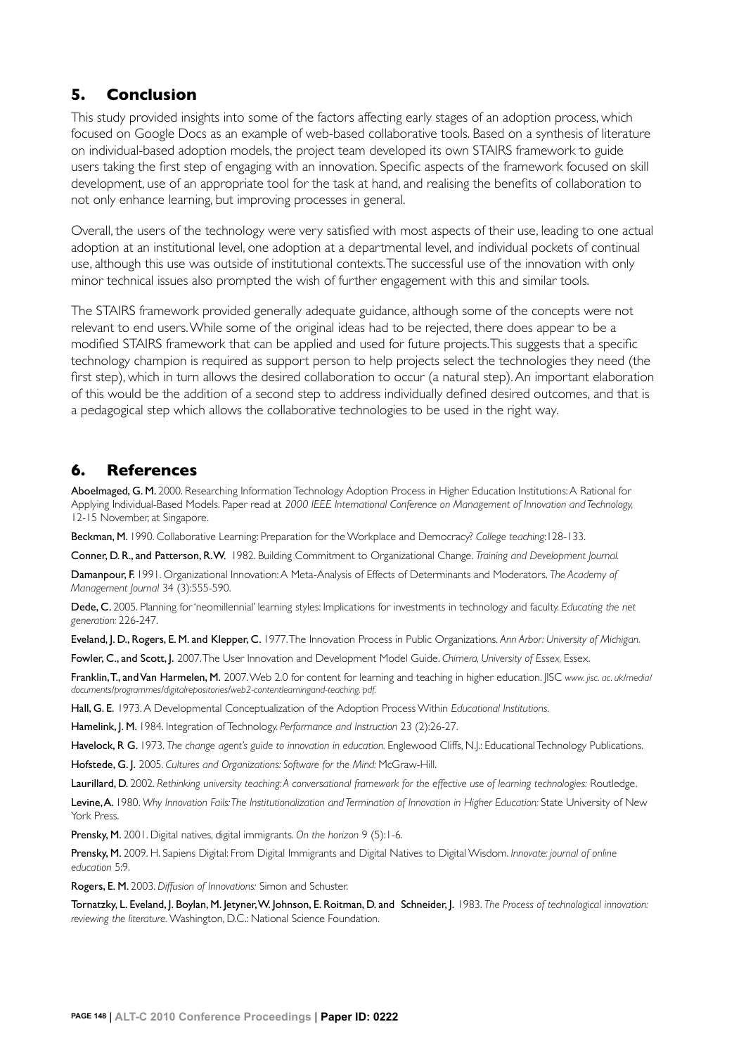## 5. Conclusion

This study provided insights into some of the factors affecting early stages of an adoption process, which focused on Google Docs as an example of web-based collaborative tools. Based on a synthesis of literature on individual-based adoption models, the project team developed its own STAIRS framework to guide users taking the first step of engaging with an innovation. Specific aspects of the framework focused on skill development, use of an appropriate tool for the task at hand, and realising the benefits of collaboration to not only enhance learning, but improving processes in general.

Overall, the users of the technology were very satisfied with most aspects of their use, leading to one actual adoption at an institutional level, one adoption at a departmental level, and individual pockets of continual use, although this use was outside of institutional contexts. The successful use of the innovation with only minor technical issues also prompted the wish of further engagement with this and similar tools.

The STAIRS framework provided generally adequate guidance, although some of the concepts were not relevant to end users. While some of the original ideas had to be rejected, there does appear to be a modified STAIRS framework that can be applied and used for future projects. This suggests that a specific technology champion is required as support person to help projects select the technologies they need (the first step), which in turn allows the desired collaboration to occur (a natural step). An important elaboration of this would be the addition of a second step to address individually defined desired outcomes, and that is a pedagogical step which allows the collaborative technologies to be used in the right way.

## 6. References

**AboeImaged, G. M.** 2000. Researching Information Technology Adoption Process in Higher Education Institutions: A Rational for Applying Individual-Based Models. Paper read at *2000 IEEE International Conference on Management of Innovation and Technology,* 12-15 November, at Singapore.

**Beckman, M.** 1990. Collaborative Learning: Preparation for the Workplace and Democracy? *College teaching*:128-133.

**Conner, D. R., and Patterson, R.W.** 1982. Building Commitment to Organizational Change. *Training and Development Journal.*

**Damanpour, F.** 1991. Organizational Innovation: A Meta-Analysis of Effects of Determinants and Moderators. *The Academy of Management Journal* 34 (3):555-590.

**Dede, C.** 2005. Planning for 'neomillennial' learning styles: Implications for investments in technology and faculty. *Educating the net generation:* 226-247.

**Eveland, J. D., Rogers, E. M. and Klepper, C.** 1977. The Innovation Process in Public Organizations. *Ann Arbor: University of Michigan.*

**Fowler, C., and Scott, J.** 2007. The User Innovation and Development Model Guide. *Chimera, University of Essex,* Essex.

**Franklin, T., and Van Harmelen, M.** 2007. Web 2.0 for content for learning and teaching in higher education. JISC *www. jisc. ac. uk/media/ documents/programmes/digitalrepositories/web2-contentlearningand-teaching. pdf.*

**Hall, G. E.** 1973. A Developmental Conceptualization of the Adoption Process Within *Educational Institutions.*

**Hamelink, J. M.** 1984. Integration of Technology. *Performance and Instruction* 23 (2):26-27.

**Havelock, R G.** 1973. *The change agent's guide to innovation in education.* Englewood Cliffs, N.J.: Educational Technology Publications.

**Hofstede, G. J.** 2005. *Cultures and Organizations: Software for the Mind:* McGraw-Hill.

**Laurillard, D.** 2002. *Rethinking university teaching: A conversational framework for the effective use of learning technologies:* Routledge.

**Levine, A.** 1980. *Why Innovation Fails: The Institutionalization and Termination of Innovation in Higher Education:* State University of New York Press.

**Prensky, M.** 2001. Digital natives, digital immigrants. *On the horizon* 9 (5):1-6.

**Prensky, M.** 2009. H. Sapiens Digital: From Digital Immigrants and Digital Natives to Digital Wisdom. *Innovate: journal of online education* 5:9.

**Rogers, E. M.** 2003. *Diffusion of Innovations:* Simon and Schuster.

**Tornatzky, L. Eveland, J. Boylan, M. Jetyner, W. Johnson, E. Roitman, D. and Schneider, J.** 1983. *The Process of technological innovation: reviewing the literature.* Washington, D.C.: National Science Foundation.